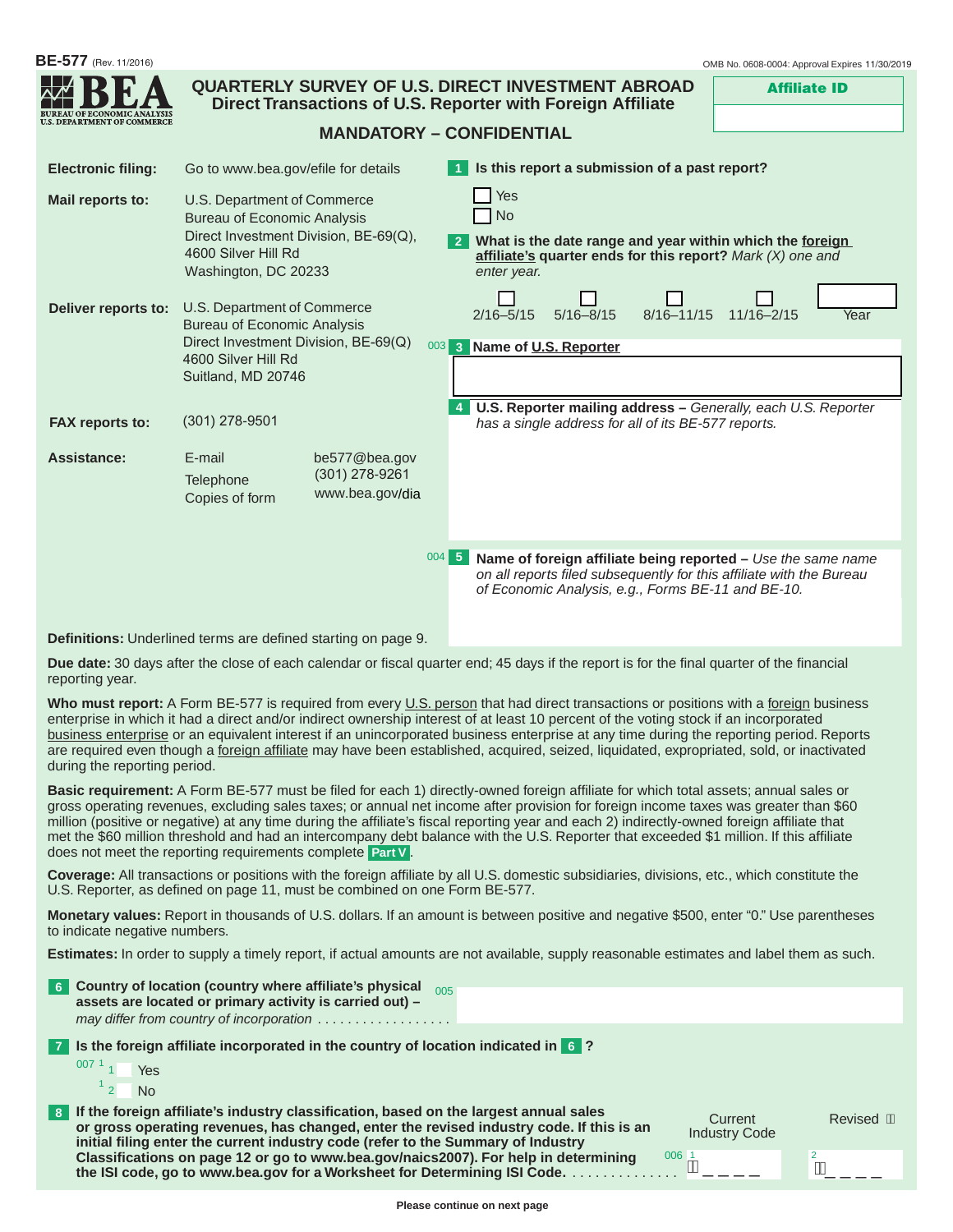BE-577 (Rev. 11/2016)

OMB No. 0608-0004: Approval Expires 11/30/2019

BEA
BUREAU OF ECONOMIC ANALYSIS
U.S. DEPARTMENT OF COMMERCE

# QUARTERLY SURVEY OF U.S. DIRECT INVESTMENT ABROAD
## Direct Transactions of U.S. Reporter with Foreign Affiliate

## MANDATORY – CONFIDENTIAL

**Affiliate ID**

**Electronic filing:** Go to www.bea.gov/efile for details

**Mail reports to:** U.S. Department of Commerce
Bureau of Economic Analysis
Direct Investment Division, BE-69(Q),
4600 Silver Hill Rd
Washington, DC 20233

**Deliver reports to:** U.S. Department of Commerce
Bureau of Economic Analysis
Direct Investment Division, BE-69(Q)
4600 Silver Hill Rd
Suitland, MD 20746

**FAX reports to:** (301) 278-9501

**Assistance:**
- E-mail: be577@bea.gov
- Telephone: (301) 278-9261
- Copies of form: www.bea.gov/dia

**1** **Is this report a submission of a past report?**
- ☐ Yes
- ☐ No

**2** **What is the date range and year within which the foreign affiliate's quarter ends for this report?** *Mark (X) one and enter year.*

☐ 2/16–5/15 ☐ 5/16–8/15 ☐ 8/16–11/15 ☐ 11/16–2/15 Year ______

003 **3** **Name of U.S. Reporter**

**4** **U.S. Reporter mailing address –** *Generally, each U.S. Reporter has a single address for all of its BE-577 reports.*

004 **5** **Name of foreign affiliate being reported –** *Use the same name on all reports filed subsequently for this affiliate with the Bureau of Economic Analysis, e.g., Forms BE-11 and BE-10.*

**Definitions:** Underlined terms are defined starting on page 9.

**Due date:** 30 days after the close of each calendar or fiscal quarter end; 45 days if the report is for the final quarter of the financial reporting year.

**Who must report:** A Form BE-577 is required from every U.S. person that had direct transactions or positions with a foreign business enterprise in which it had a direct and/or indirect ownership interest of at least 10 percent of the voting stock if an incorporated business enterprise or an equivalent interest if an unincorporated business enterprise at any time during the reporting period. Reports are required even though a foreign affiliate may have been established, acquired, seized, liquidated, expropriated, sold, or inactivated during the reporting period.

**Basic requirement:** A Form BE-577 must be filed for each 1) directly-owned foreign affiliate for which total assets; annual sales or gross operating revenues, excluding sales taxes; or annual net income after provision for foreign income taxes was greater than $60 million (positive or negative) at any time during the affiliate's fiscal reporting year and each 2) indirectly-owned foreign affiliate that met the $60 million threshold and had an intercompany debt balance with the U.S. Reporter that exceeded $1 million. If this affiliate does not meet the reporting requirements complete **Part V**.

**Coverage:** All transactions or positions with the foreign affiliate by all U.S. domestic subsidiaries, divisions, etc., which constitute the U.S. Reporter, as defined on page 11, must be combined on one Form BE-577.

**Monetary values:** Report in thousands of U.S. dollars. If an amount is between positive and negative $500, enter "0." Use parentheses to indicate negative numbers.

**Estimates:** In order to supply a timely report, if actual amounts are not available, supply reasonable estimates and label them as such.

**6** **Country of location (country where affiliate's physical assets are located or primary activity is carried out) –** *may differ from country of incorporation* .................. 005

**7** **Is the foreign affiliate incorporated in the country of location indicated in 6 ?**

007 [1] 1 ☐ Yes
[1] 2 ☐ No

**8** **If the foreign affiliate's industry classification, based on the largest annual sales or gross operating revenues, has changed, enter the revised industry code. If this is an initial filing enter the current industry code (refer to the Summary of Industry Classifications on page 12 or go to www.bea.gov/naics2007). For help in determining the ISI code, go to www.bea.gov for a Worksheet for Determining ISI Code.** ..............

| | Current Industry Code | Revised |
|---|---|---|
| 006 | 1 _ _ _ _ | 2 _ _ _ _ |

Please continue on next page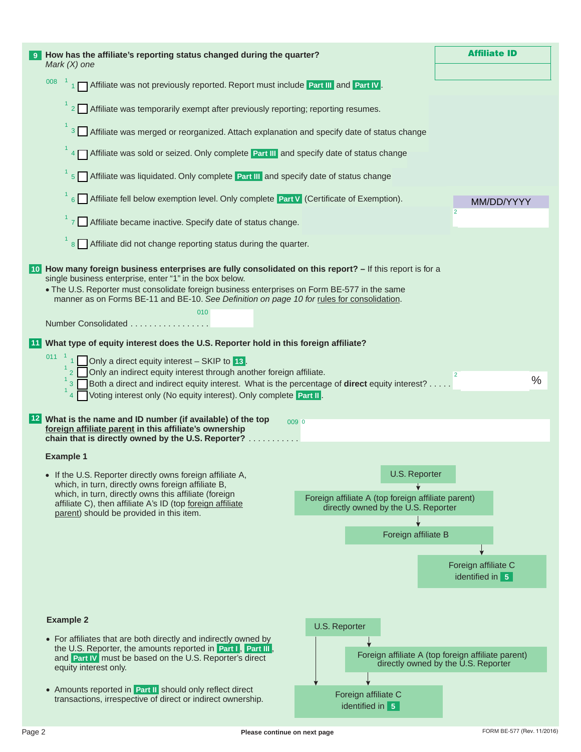**Affiliate ID**

**9 How has the affiliate's reporting status changed during the quarter?**
*Mark (X) one*

008
- 1 ☐ Affiliate was not previously reported. Report must include **Part III** and **Part IV**.
- 2 ☐ Affiliate was temporarily exempt after previously reporting; reporting resumes.
- 3 ☐ Affiliate was merged or reorganized. Attach explanation and specify date of status change
- 4 ☐ Affiliate was sold or seized. Only complete **Part III** and specify date of status change
- 5 ☐ Affiliate was liquidated. Only complete **Part III** and specify date of status change
- 6 ☐ Affiliate fell below exemption level. Only complete **Part V** (Certificate of Exemption).
- 7 ☐ Affiliate became inactive. Specify date of status change.
- 8 ☐ Affiliate did not change reporting status during the quarter.

MM/DD/YYYY

**10 How many foreign business enterprises are fully consolidated on this report? –** If this report is for a single business enterprise, enter "1" in the box below.

- The U.S. Reporter must consolidate foreign business enterprises on Form BE-577 in the same manner as on Forms BE-11 and BE-10. *See Definition on page 10 for* rules for consolidation.

Number Consolidated . . . . . . . . . . . . . . . . . 010

**11 What type of equity interest does the U.S. Reporter hold in this foreign affiliate?**

011
- 1 ☐ Only a direct equity interest – SKIP to **13**.
- 2 ☐ Only an indirect equity interest through another foreign affiliate.
- 3 ☐ Both a direct and indirect equity interest. What is the percentage of **direct** equity interest? . . . . . ____ %
- 4 ☐ Voting interest only (No equity interest). Only complete **Part II**.

**12 What is the name and ID number (if available) of the top foreign affiliate parent in this affiliate's ownership chain that is directly owned by the U.S. Reporter?** . . . . . . . . . . . 009

**Example 1**

- If the U.S. Reporter directly owns foreign affiliate A, which, in turn, directly owns foreign affiliate B, which, in turn, directly owns this affiliate (foreign affiliate C), then affiliate A's ID (top foreign affiliate parent) should be provided in this item.

U.S. Reporter → Foreign affiliate A (top foreign affiliate parent) directly owned by the U.S. Reporter → Foreign affiliate B → Foreign affiliate C identified in **5**

**Example 2**

- For affiliates that are both directly and indirectly owned by the U.S. Reporter, the amounts reported in **Part I**, **Part III**, and **Part IV** must be based on the U.S. Reporter's direct equity interest only.
- Amounts reported in **Part II** should only reflect direct transactions, irrespective of direct or indirect ownership.

U.S. Reporter → Foreign affiliate A (top foreign affiliate parent) directly owned by the U.S. Reporter → Foreign affiliate C identified in **5**; U.S. Reporter → Foreign affiliate C identified in **5**

Please continue on next page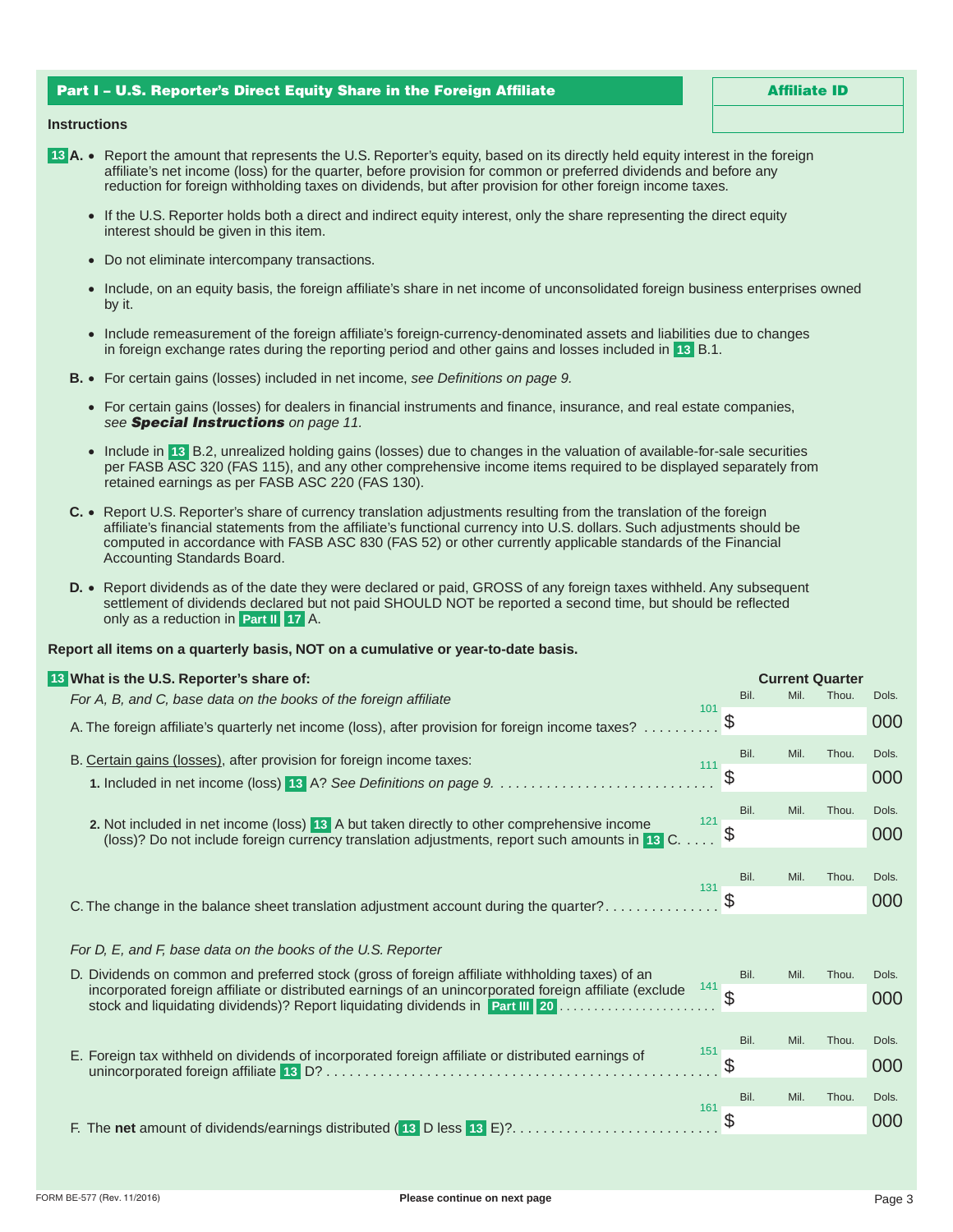## Part I – U.S. Reporter's Direct Equity Share in the Foreign Affiliate

**Affiliate ID**

**Instructions**

**13 A.**
- Report the amount that represents the U.S. Reporter's equity, based on its directly held equity interest in the foreign affiliate's net income (loss) for the quarter, before provision for common or preferred dividends and before any reduction for foreign withholding taxes on dividends, but after provision for other foreign income taxes.
- If the U.S. Reporter holds both a direct and indirect equity interest, only the share representing the direct equity interest should be given in this item.
- Do not eliminate intercompany transactions.
- Include, on an equity basis, the foreign affiliate's share in net income of unconsolidated foreign business enterprises owned by it.
- Include remeasurement of the foreign affiliate's foreign-currency-denominated assets and liabilities due to changes in foreign exchange rates during the reporting period and other gains and losses included in 13 B.1.

**B.**
- For certain gains (losses) included in net income, *see Definitions on page 9.*
- For certain gains (losses) for dealers in financial instruments and finance, insurance, and real estate companies, *see* ***Special Instructions*** *on page 11.*
- Include in 13 B.2, unrealized holding gains (losses) due to changes in the valuation of available-for-sale securities per FASB ASC 320 (FAS 115), and any other comprehensive income items required to be displayed separately from retained earnings as per FASB ASC 220 (FAS 130).

**C.**
- Report U.S. Reporter's share of currency translation adjustments resulting from the translation of the foreign affiliate's financial statements from the affiliate's functional currency into U.S. dollars. Such adjustments should be computed in accordance with FASB ASC 830 (FAS 52) or other currently applicable standards of the Financial Accounting Standards Board.

**D.**
- Report dividends as of the date they were declared or paid, GROSS of any foreign taxes withheld. Any subsequent settlement of dividends declared but not paid SHOULD NOT be reported a second time, but should be reflected only as a reduction in Part II 17 A.

**Report all items on a quarterly basis, NOT on a cumulative or year-to-date basis.**

**13 What is the U.S. Reporter's share of:**

| Item | Code | Current Quarter (Bil. / Mil. / Thou. / Dols.) |
|---|---|---|
| *For A, B, and C, base data on the books of the foreign affiliate* | | |
| A. The foreign affiliate's quarterly net income (loss), after provision for foreign income taxes? | 101 | $ 000 |
| B. Certain gains (losses), after provision for foreign income taxes: | | |
| 1. Included in net income (loss) 13 A? *See Definitions on page 9.* | 111 | $ 000 |
| 2. Not included in net income (loss) 13 A but taken directly to other comprehensive income (loss)? Do not include foreign currency translation adjustments, report such amounts in 13 C. | 121 | $ 000 |
| C. The change in the balance sheet translation adjustment account during the quarter? | 131 | $ 000 |
| *For D, E, and F, base data on the books of the U.S. Reporter* | | |
| D. Dividends on common and preferred stock (gross of foreign affiliate withholding taxes) of an incorporated foreign affiliate or distributed earnings of an unincorporated foreign affiliate (exclude stock and liquidating dividends)? Report liquidating dividends in Part III 20 | 141 | $ 000 |
| E. Foreign tax withheld on dividends of incorporated foreign affiliate or distributed earnings of unincorporated foreign affiliate 13 D? | 151 | $ 000 |
| F. The **net** amount of dividends/earnings distributed (13 D less 13 E)? | 161 | $ 000 |

FORM BE-577 (Rev. 11/2016)

**Please continue on next page**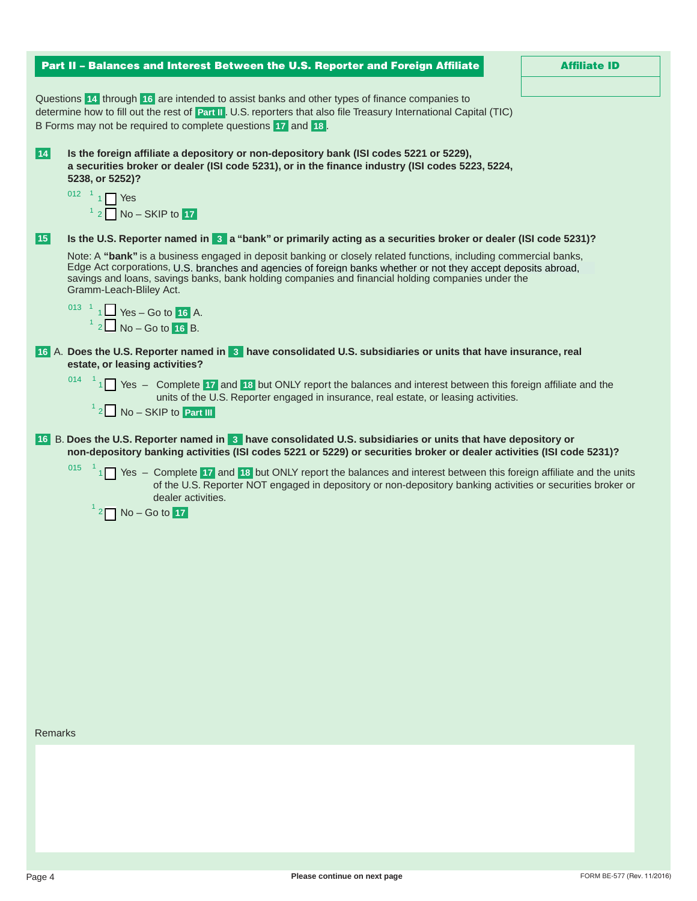## Part II – Balances and Interest Between the U.S. Reporter and Foreign Affiliate

**Affiliate ID**

Questions **14** through **16** are intended to assist banks and other types of finance companies to determine how to fill out the rest of **Part II**. U.S. reporters that also file Treasury International Capital (TIC) B Forms may not be required to complete questions **17** and **18**.

**14** **Is the foreign affiliate a depository or non-depository bank (ISI codes 5221 or 5229), a securities broker or dealer (ISI code 5231), or in the finance industry (ISI codes 5223, 5224, 5238, or 5252)?**

012 [1] 1 ☐ Yes

[1] 2 ☐ No – SKIP to **17**

**15** **Is the U.S. Reporter named in 3 a "bank" or primarily acting as a securities broker or dealer (ISI code 5231)?**

Note: A **"bank"** is a business engaged in deposit banking or closely related functions, including commercial banks, Edge Act corporations, U.S. branches and agencies of foreign banks whether or not they accept deposits abroad, savings and loans, savings banks, bank holding companies and financial holding companies under the Gramm-Leach-Bliley Act.

013 [1] 1 ☐ Yes – Go to **16** A.

[1] 2 ☐ No – Go to **16** B.

**16** A. **Does the U.S. Reporter named in 3 have consolidated U.S. subsidiaries or units that have insurance, real estate, or leasing activities?**

014 [1] 1 ☐ Yes – Complete **17** and **18** but ONLY report the balances and interest between this foreign affiliate and the units of the U.S. Reporter engaged in insurance, real estate, or leasing activities.

[1] 2 ☐ No – SKIP to **Part III**

**16** B. **Does the U.S. Reporter named in 3 have consolidated U.S. subsidiaries or units that have depository or non-depository banking activities (ISI codes 5221 or 5229) or securities broker or dealer activities (ISI code 5231)?**

015 [1] 1 ☐ Yes – Complete **17** and **18** but ONLY report the balances and interest between this foreign affiliate and the units of the U.S. Reporter NOT engaged in depository or non-depository banking activities or securities broker or dealer activities.

[1] 2 ☐ No – Go to **17**

Remarks

Please continue on next page

FORM BE-577 (Rev. 11/2016)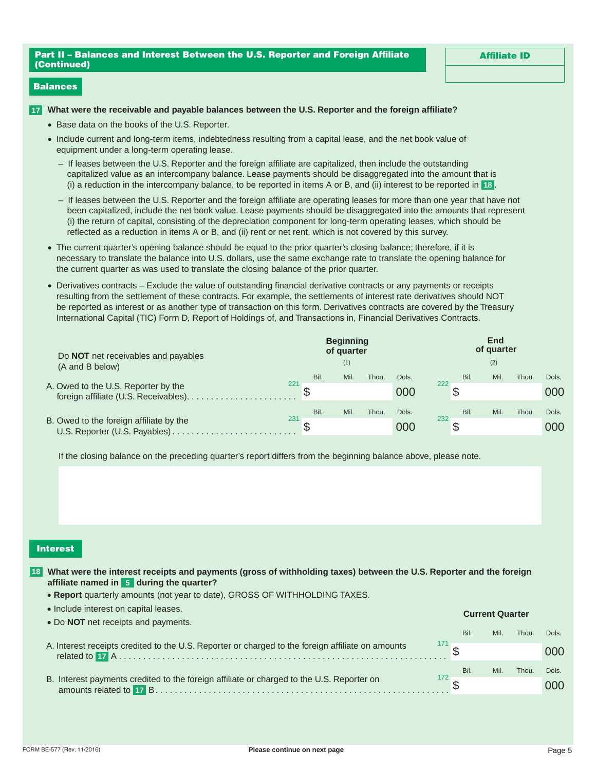## Part II – Balances and Interest Between the U.S. Reporter and Foreign Affiliate (Continued)

**Affiliate ID**

### Balances

**17 What were the receivable and payable balances between the U.S. Reporter and the foreign affiliate?**

- Base data on the books of the U.S. Reporter.
- Include current and long-term items, indebtedness resulting from a capital lease, and the net book value of equipment under a long-term operating lease.
  - – If leases between the U.S. Reporter and the foreign affiliate are capitalized, then include the outstanding capitalized value as an intercompany balance. Lease payments should be disaggregated into the amount that is (i) a reduction in the intercompany balance, to be reported in items A or B, and (ii) interest to be reported in **18**.
  - – If leases between the U.S. Reporter and the foreign affiliate are operating leases for more than one year that have not been capitalized, include the net book value. Lease payments should be disaggregated into the amounts that represent (i) the return of capital, consisting of the depreciation component for long-term operating leases, which should be reflected as a reduction in items A or B, and (ii) rent or net rent, which is not covered by this survey.
- The current quarter's opening balance should be equal to the prior quarter's closing balance; therefore, if it is necessary to translate the balance into U.S. dollars, use the same exchange rate to translate the opening balance for the current quarter as was used to translate the closing balance of the prior quarter.
- Derivatives contracts – Exclude the value of outstanding financial derivative contracts or any payments or receipts resulting from the settlement of these contracts. For example, the settlements of interest rate derivatives should NOT be reported as interest or as another type of transaction on this form. Derivatives contracts are covered by the Treasury International Capital (TIC) Form D, Report of Holdings of, and Transactions in, Financial Derivatives Contracts.

| Do **NOT** net receivables and payables (A and B below) | Beginning of quarter (1) Bil. Mil. Thou. Dols. | End of quarter (2) Bil. Mil. Thou. Dols. |
|---|---|---|
| A. Owed to the U.S. Reporter by the foreign affiliate (U.S. Receivables) | 221 $ 000 | 222 $ 000 |
| B. Owed to the foreign affiliate by the U.S. Reporter (U.S. Payables) | 231 $ 000 | 232 $ 000 |

If the closing balance on the preceding quarter's report differs from the beginning balance above, please note.

### Interest

**18 What were the interest receipts and payments (gross of withholding taxes) between the U.S. Reporter and the foreign affiliate named in 5 during the quarter?**

- **Report** quarterly amounts (not year to date), GROSS OF WITHHOLDING TAXES.
- Include interest on capital leases.
- Do **NOT** net receipts and payments.

| | Current Quarter Bil. Mil. Thou. Dols. |
|---|---|
| A. Interest receipts credited to the U.S. Reporter or charged to the foreign affiliate on amounts related to **17** A | 171 $ 000 |
| B. Interest payments credited to the foreign affiliate or charged to the U.S. Reporter on amounts related to **17** B | 172 $ 000 |

FORM BE-577 (Rev. 11/2016)

**Please continue on next page**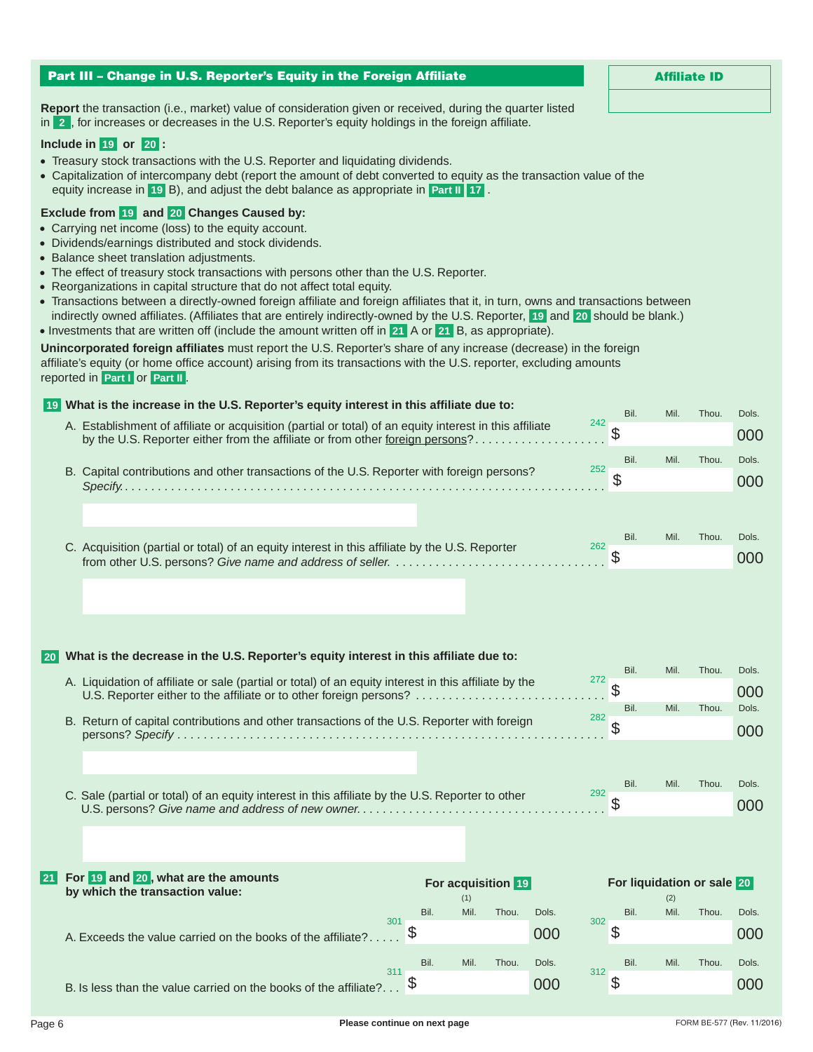## Part III – Change in U.S. Reporter's Equity in the Foreign Affiliate

**Affiliate ID**

**Report** the transaction (i.e., market) value of consideration given or received, during the quarter listed in **2**, for increases or decreases in the U.S. Reporter's equity holdings in the foreign affiliate.

**Include in 19 or 20:**

- Treasury stock transactions with the U.S. Reporter and liquidating dividends.
- Capitalization of intercompany debt (report the amount of debt converted to equity as the transaction value of the equity increase in **19** B), and adjust the debt balance as appropriate in **Part II 17**.

**Exclude from 19 and 20 Changes Caused by:**

- Carrying net income (loss) to the equity account.
- Dividends/earnings distributed and stock dividends.
- Balance sheet translation adjustments.
- The effect of treasury stock transactions with persons other than the U.S. Reporter.
- Reorganizations in capital structure that do not affect total equity.
- Transactions between a directly-owned foreign affiliate and foreign affiliates that it, in turn, owns and transactions between indirectly owned affiliates. (Affiliates that are entirely indirectly-owned by the U.S. Reporter, **19** and **20** should be blank.)
- Investments that are written off (include the amount written off in **21** A or **21** B, as appropriate).

**Unincorporated foreign affiliates** must report the U.S. Reporter's share of any increase (decrease) in the foreign affiliate's equity (or home office account) arising from its transactions with the U.S. reporter, excluding amounts reported in **Part I** or **Part II**.

**19 What is the increase in the U.S. Reporter's equity interest in this affiliate due to:**

| | Code | Bil. | Mil. | Thou. | Dols. |
|---|---|---|---|---|---|
| A. Establishment of affiliate or acquisition (partial or total) of an equity interest in this affiliate by the U.S. Reporter either from the affiliate or from other foreign persons? | 242 | $ | | | 000 |
| B. Capital contributions and other transactions of the U.S. Reporter with foreign persons? *Specify.* | 252 | $ | | | 000 |
| C. Acquisition (partial or total) of an equity interest in this affiliate by the U.S. Reporter from other U.S. persons? *Give name and address of seller.* | 262 | $ | | | 000 |

**20 What is the decrease in the U.S. Reporter's equity interest in this affiliate due to:**

| | Code | Bil. | Mil. | Thou. | Dols. |
|---|---|---|---|---|---|
| A. Liquidation of affiliate or sale (partial or total) of an equity interest in this affiliate by the U.S. Reporter either to the affiliate or to other foreign persons? | 272 | $ | | | 000 |
| B. Return of capital contributions and other transactions of the U.S. Reporter with foreign persons? *Specify* | 282 | $ | | | 000 |
| C. Sale (partial or total) of an equity interest in this affiliate by the U.S. Reporter to other U.S. persons? *Give name and address of new owner.* | 292 | $ | | | 000 |

**21 For 19 and 20, what are the amounts by which the transaction value:**

| | For acquisition 19 (1) | | | | | For liquidation or sale 20 (2) | | | | |
|---|---|---|---|---|---|---|---|---|---|---|
| | Code | Bil. | Mil. | Thou. | Dols. | Code | Bil. | Mil. | Thou. | Dols. |
| A. Exceeds the value carried on the books of the affiliate? | 301 | $ | | | 000 | 302 | $ | | | 000 |
| B. Is less than the value carried on the books of the affiliate? | 311 | $ | | | 000 | 312 | $ | | | 000 |

**Please continue on next page**

FORM BE-577 (Rev. 11/2016)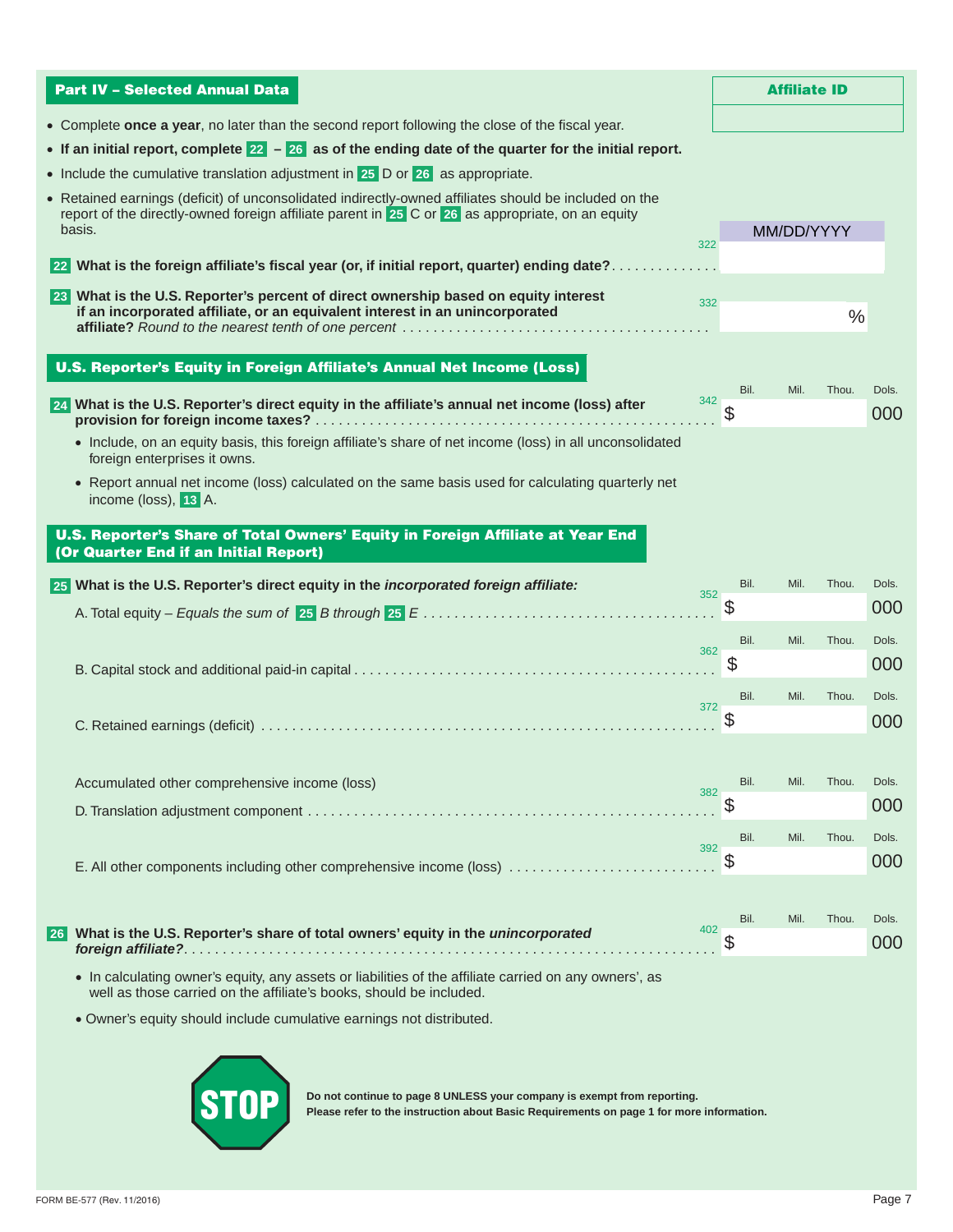## Part IV – Selected Annual Data

**Affiliate ID**

- Complete **once a year**, no later than the second report following the close of the fiscal year.
- **If an initial report, complete 22 – 26 as of the ending date of the quarter for the initial report.**
- Include the cumulative translation adjustment in 25 D or 26 as appropriate.
- Retained earnings (deficit) of unconsolidated indirectly-owned affiliates should be included on the report of the directly-owned foreign affiliate parent in 25 C or 26 as appropriate, on an equity basis.

**22 What is the foreign affiliate's fiscal year (or, if initial report, quarter) ending date?** . . . . . . . . . . . . . 322 MM/DD/YYYY

**23 What is the U.S. Reporter's percent of direct ownership based on equity interest if an incorporated affiliate, or an equivalent interest in an unincorporated affiliate?** *Round to the nearest tenth of one percent* . . . . . . . . . . . . . . . . . . . . . . . . . . . . . . . . . . . . . . . 332 %

### U.S. Reporter's Equity in Foreign Affiliate's Annual Net Income (Loss)

| | Code | Bil. | Mil. | Thou. | Dols. |
|---|---|---|---|---|---|
| **24 What is the U.S. Reporter's direct equity in the affiliate's annual net income (loss) after provision for foreign income taxes?** | 342 | $ | | | 000 |

- Include, on an equity basis, this foreign affiliate's share of net income (loss) in all unconsolidated foreign enterprises it owns.
- Report annual net income (loss) calculated on the same basis used for calculating quarterly net income (loss), 13 A.

### U.S. Reporter's Share of Total Owners' Equity in Foreign Affiliate at Year End (Or Quarter End if an Initial Report)

**25 What is the U.S. Reporter's direct equity in the *incorporated foreign affiliate:***

| | Code | Bil. | Mil. | Thou. | Dols. |
|---|---|---|---|---|---|
| A. Total equity – *Equals the sum of 25 B through 25 E* | 352 | $ | | | 000 |
| B. Capital stock and additional paid-in capital | 362 | $ | | | 000 |
| C. Retained earnings (deficit) | 372 | $ | | | 000 |
| Accumulated other comprehensive income (loss) | | | | | |
| D. Translation adjustment component | 382 | $ | | | 000 |
| E. All other components including other comprehensive income (loss) | 392 | $ | | | 000 |

| | Code | Bil. | Mil. | Thou. | Dols. |
|---|---|---|---|---|---|
| **26 What is the U.S. Reporter's share of total owners' equity in the *unincorporated foreign affiliate?*** | 402 | $ | | | 000 |

- In calculating owner's equity, any assets or liabilities of the affiliate carried on any owners', as well as those carried on the affiliate's books, should be included.
- Owner's equity should include cumulative earnings not distributed.

**STOP**

**Do not continue to page 8 UNLESS your company is exempt from reporting.**
**Please refer to the instruction about Basic Requirements on page 1 for more information.**

FORM BE-577 (Rev. 11/2016)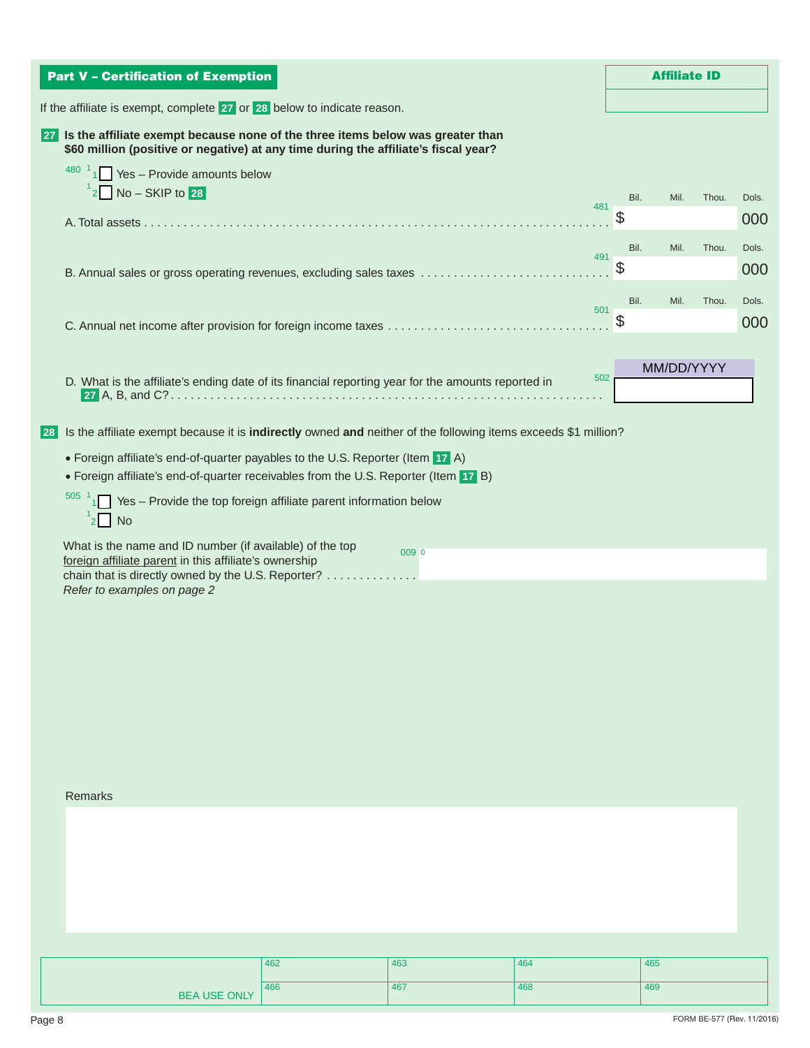## Part V – Certification of Exemption

**Affiliate ID**

If the affiliate is exempt, complete 27 or 28 below to indicate reason.

**27 Is the affiliate exempt because none of the three items below was greater than $60 million (positive or negative) at any time during the affiliate's fiscal year?**

480 1 1 ☐ Yes – Provide amounts below

1 2 ☐ No – SKIP to 28

| | | Bil. | Mil. | Thou. | Dols. |
|---|---|---|---|---|---|
| A. Total assets | 481 | $ | | | 000 |
| B. Annual sales or gross operating revenues, excluding sales taxes | 491 | $ | | | 000 |
| C. Annual net income after provision for foreign income taxes | 501 | $ | | | 000 |

D. What is the affiliate's ending date of its financial reporting year for the amounts reported in 27 A, B, and C? 502 MM/DD/YYYY

28 Is the affiliate exempt because it is **indirectly** owned **and** neither of the following items exceeds $1 million?

- Foreign affiliate's end-of-quarter payables to the U.S. Reporter (Item 17 A)
- Foreign affiliate's end-of-quarter receivables from the U.S. Reporter (Item 17 B)

505 1 1 ☐ Yes – Provide the top foreign affiliate parent information below

1 2 ☐ No

What is the name and ID number (if available) of the top foreign affiliate parent in this affiliate's ownership chain that is directly owned by the U.S. Reporter? 009 0

*Refer to examples on page 2*

Remarks

| BEA USE ONLY | 462 | 463 | 464 | 465 |
|---|---|---|---|---|
| | 466 | 467 | 468 | 469 |

FORM BE-577 (Rev. 11/2016)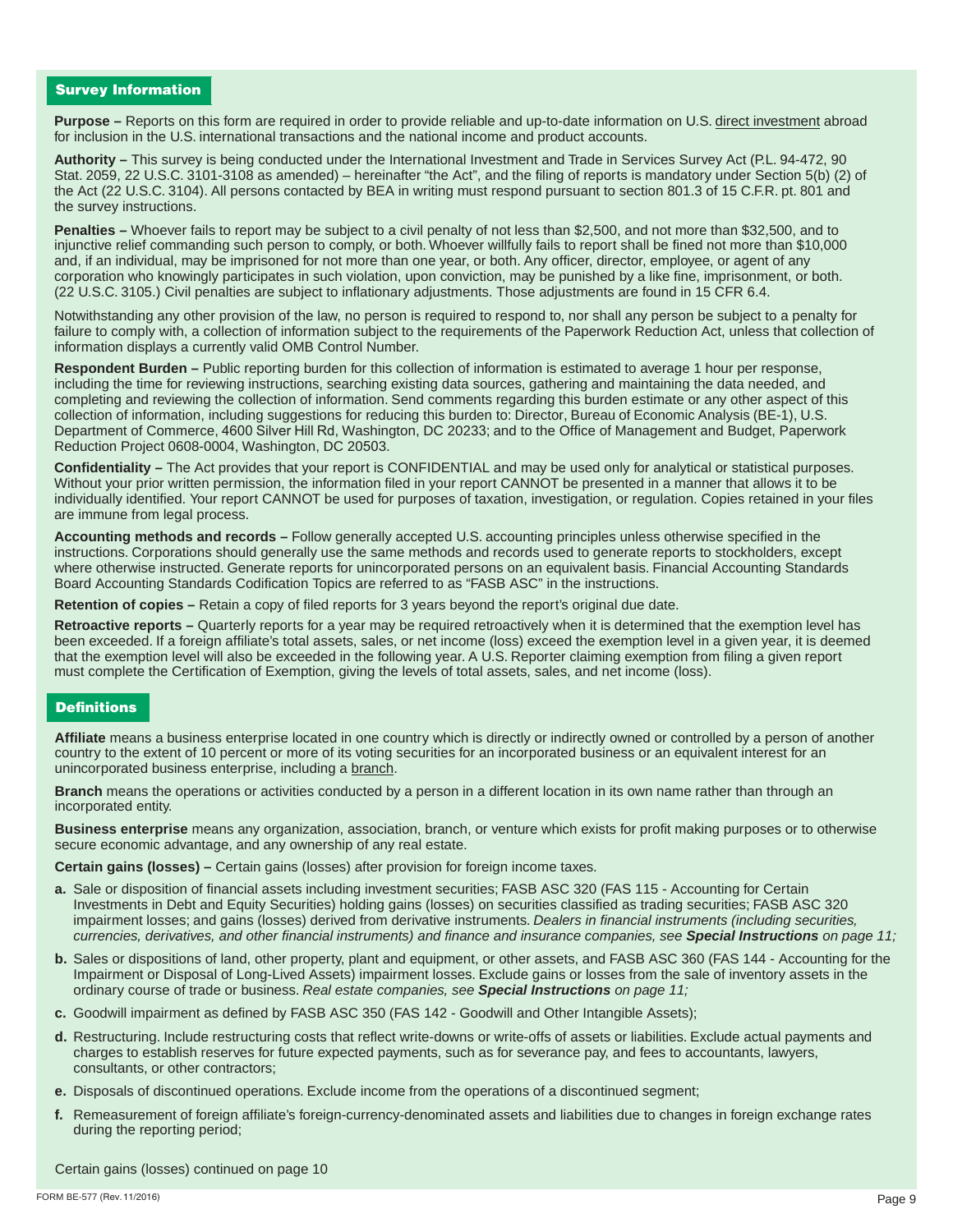## Survey Information

**Purpose –** Reports on this form are required in order to provide reliable and up-to-date information on U.S. direct investment abroad for inclusion in the U.S. international transactions and the national income and product accounts.

**Authority –** This survey is being conducted under the International Investment and Trade in Services Survey Act (P.L. 94-472, 90 Stat. 2059, 22 U.S.C. 3101-3108 as amended) – hereinafter "the Act", and the filing of reports is mandatory under Section 5(b) (2) of the Act (22 U.S.C. 3104). All persons contacted by BEA in writing must respond pursuant to section 801.3 of 15 C.F.R. pt. 801 and the survey instructions.

**Penalties –** Whoever fails to report may be subject to a civil penalty of not less than $2,500, and not more than $32,500, and to injunctive relief commanding such person to comply, or both. Whoever willfully fails to report shall be fined not more than $10,000 and, if an individual, may be imprisoned for not more than one year, or both. Any officer, director, employee, or agent of any corporation who knowingly participates in such violation, upon conviction, may be punished by a like fine, imprisonment, or both. (22 U.S.C. 3105.) Civil penalties are subject to inflationary adjustments. Those adjustments are found in 15 CFR 6.4.

Notwithstanding any other provision of the law, no person is required to respond to, nor shall any person be subject to a penalty for failure to comply with, a collection of information subject to the requirements of the Paperwork Reduction Act, unless that collection of information displays a currently valid OMB Control Number.

**Respondent Burden –** Public reporting burden for this collection of information is estimated to average 1 hour per response, including the time for reviewing instructions, searching existing data sources, gathering and maintaining the data needed, and completing and reviewing the collection of information. Send comments regarding this burden estimate or any other aspect of this collection of information, including suggestions for reducing this burden to: Director, Bureau of Economic Analysis (BE-1), U.S. Department of Commerce, 4600 Silver Hill Rd, Washington, DC 20233; and to the Office of Management and Budget, Paperwork Reduction Project 0608-0004, Washington, DC 20503.

**Confidentiality –** The Act provides that your report is CONFIDENTIAL and may be used only for analytical or statistical purposes. Without your prior written permission, the information filed in your report CANNOT be presented in a manner that allows it to be individually identified. Your report CANNOT be used for purposes of taxation, investigation, or regulation. Copies retained in your files are immune from legal process.

**Accounting methods and records –** Follow generally accepted U.S. accounting principles unless otherwise specified in the instructions. Corporations should generally use the same methods and records used to generate reports to stockholders, except where otherwise instructed. Generate reports for unincorporated persons on an equivalent basis. Financial Accounting Standards Board Accounting Standards Codification Topics are referred to as "FASB ASC" in the instructions.

**Retention of copies –** Retain a copy of filed reports for 3 years beyond the report's original due date.

**Retroactive reports –** Quarterly reports for a year may be required retroactively when it is determined that the exemption level has been exceeded. If a foreign affiliate's total assets, sales, or net income (loss) exceed the exemption level in a given year, it is deemed that the exemption level will also be exceeded in the following year. A U.S. Reporter claiming exemption from filing a given report must complete the Certification of Exemption, giving the levels of total assets, sales, and net income (loss).

## Definitions

**Affiliate** means a business enterprise located in one country which is directly or indirectly owned or controlled by a person of another country to the extent of 10 percent or more of its voting securities for an incorporated business or an equivalent interest for an unincorporated business enterprise, including a branch.

**Branch** means the operations or activities conducted by a person in a different location in its own name rather than through an incorporated entity.

**Business enterprise** means any organization, association, branch, or venture which exists for profit making purposes or to otherwise secure economic advantage, and any ownership of any real estate.

**Certain gains (losses) –** Certain gains (losses) after provision for foreign income taxes.

**a.** Sale or disposition of financial assets including investment securities; FASB ASC 320 (FAS 115 - Accounting for Certain Investments in Debt and Equity Securities) holding gains (losses) on securities classified as trading securities; FASB ASC 320 impairment losses; and gains (losses) derived from derivative instruments. *Dealers in financial instruments (including securities, currencies, derivatives, and other financial instruments) and finance and insurance companies, see **Special Instructions** on page 11;*

**b.** Sales or dispositions of land, other property, plant and equipment, or other assets, and FASB ASC 360 (FAS 144 - Accounting for the Impairment or Disposal of Long-Lived Assets) impairment losses. Exclude gains or losses from the sale of inventory assets in the ordinary course of trade or business. *Real estate companies, see **Special Instructions** on page 11;*

**c.** Goodwill impairment as defined by FASB ASC 350 (FAS 142 - Goodwill and Other Intangible Assets);

**d.** Restructuring. Include restructuring costs that reflect write-downs or write-offs of assets or liabilities. Exclude actual payments and charges to establish reserves for future expected payments, such as for severance pay, and fees to accountants, lawyers, consultants, or other contractors;

**e.** Disposals of discontinued operations. Exclude income from the operations of a discontinued segment;

**f.** Remeasurement of foreign affiliate's foreign-currency-denominated assets and liabilities due to changes in foreign exchange rates during the reporting period;

Certain gains (losses) continued on page 10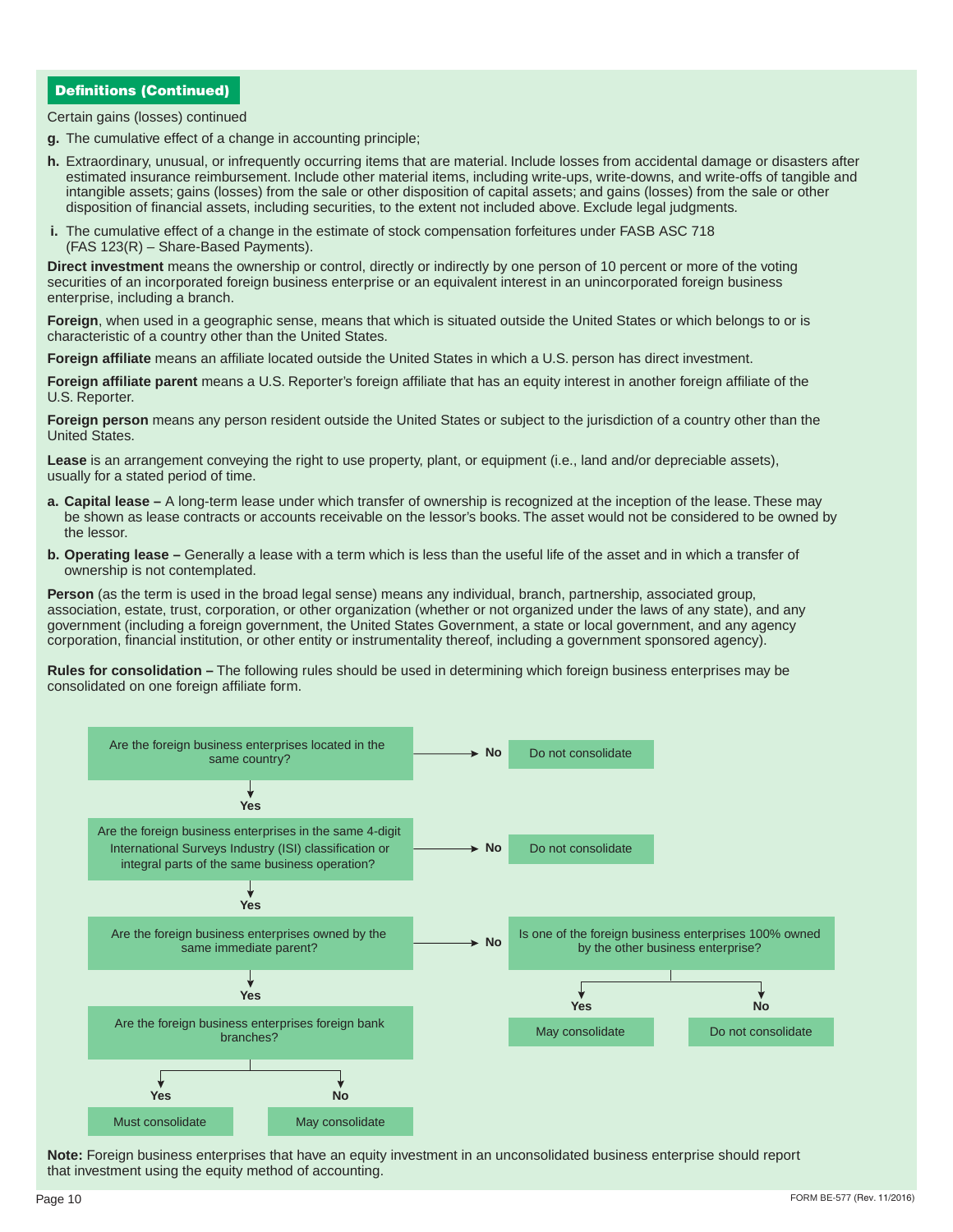## Definitions (Continued)

Certain gains (losses) continued

**g.** The cumulative effect of a change in accounting principle;

**h.** Extraordinary, unusual, or infrequently occurring items that are material. Include losses from accidental damage or disasters after estimated insurance reimbursement. Include other material items, including write-ups, write-downs, and write-offs of tangible and intangible assets; gains (losses) from the sale or other disposition of capital assets; and gains (losses) from the sale or other disposition of financial assets, including securities, to the extent not included above. Exclude legal judgments.

**i.** The cumulative effect of a change in the estimate of stock compensation forfeitures under FASB ASC 718 (FAS 123(R) – Share-Based Payments).

**Direct investment** means the ownership or control, directly or indirectly by one person of 10 percent or more of the voting securities of an incorporated foreign business enterprise or an equivalent interest in an unincorporated foreign business enterprise, including a branch.

**Foreign**, when used in a geographic sense, means that which is situated outside the United States or which belongs to or is characteristic of a country other than the United States.

**Foreign affiliate** means an affiliate located outside the United States in which a U.S. person has direct investment.

**Foreign affiliate parent** means a U.S. Reporter's foreign affiliate that has an equity interest in another foreign affiliate of the U.S. Reporter.

**Foreign person** means any person resident outside the United States or subject to the jurisdiction of a country other than the United States.

**Lease** is an arrangement conveying the right to use property, plant, or equipment (i.e., land and/or depreciable assets), usually for a stated period of time.

**a. Capital lease –** A long-term lease under which transfer of ownership is recognized at the inception of the lease. These may be shown as lease contracts or accounts receivable on the lessor's books. The asset would not be considered to be owned by the lessor.

**b. Operating lease –** Generally a lease with a term which is less than the useful life of the asset and in which a transfer of ownership is not contemplated.

**Person** (as the term is used in the broad legal sense) means any individual, branch, partnership, associated group, association, estate, trust, corporation, or other organization (whether or not organized under the laws of any state), and any government (including a foreign government, the United States Government, a state or local government, and any agency corporation, financial institution, or other entity or instrumentality thereof, including a government sponsored agency).

**Rules for consolidation –** The following rules should be used in determining which foreign business enterprises may be consolidated on one foreign affiliate form.

Are the foreign business enterprises located in the same country? → **No** → Do not consolidate

↓ **Yes**

Are the foreign business enterprises in the same 4-digit International Surveys Industry (ISI) classification or integral parts of the same business operation? → **No** → Do not consolidate

↓ **Yes**

Are the foreign business enterprises owned by the same immediate parent? → **No** → Is one of the foreign business enterprises 100% owned by the other business enterprise?
- **Yes** → May consolidate
- **No** → Do not consolidate

↓ **Yes**

Are the foreign business enterprises foreign bank branches?
- **Yes** → Must consolidate
- **No** → May consolidate

**Note:** Foreign business enterprises that have an equity investment in an unconsolidated business enterprise should report that investment using the equity method of accounting.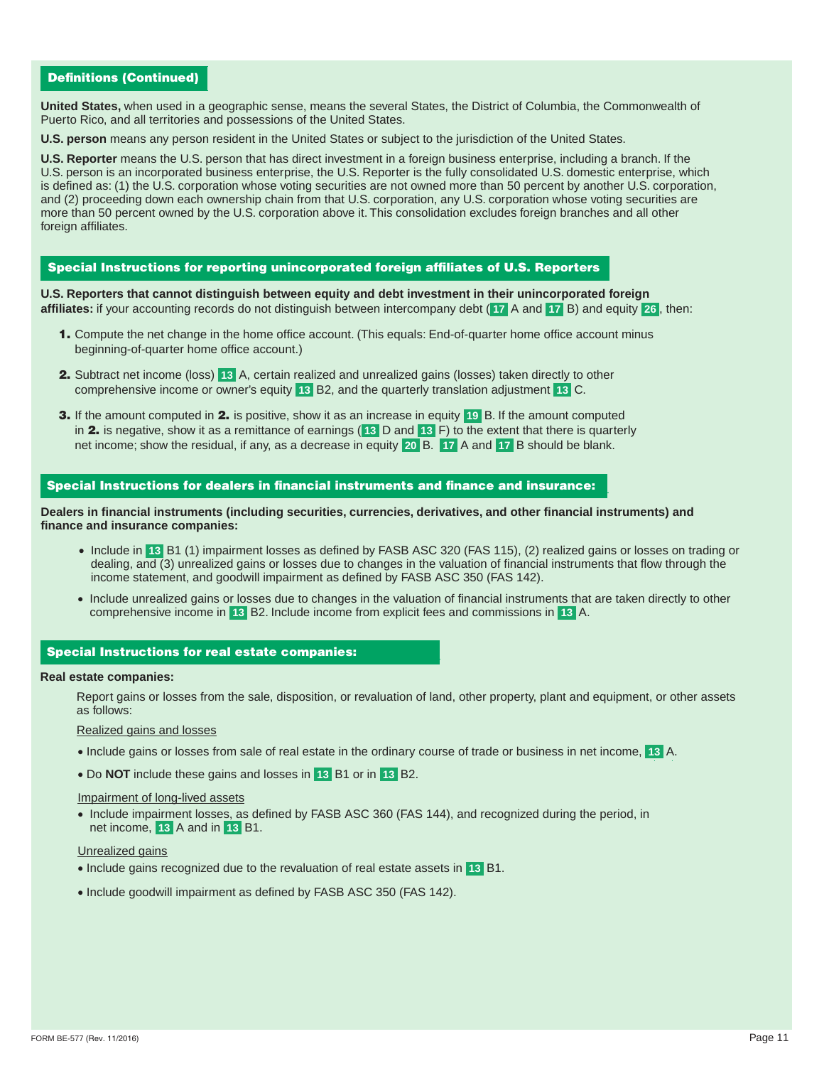## Definitions (Continued)

**United States,** when used in a geographic sense, means the several States, the District of Columbia, the Commonwealth of Puerto Rico, and all territories and possessions of the United States.

**U.S. person** means any person resident in the United States or subject to the jurisdiction of the United States.

**U.S. Reporter** means the U.S. person that has direct investment in a foreign business enterprise, including a branch. If the U.S. person is an incorporated business enterprise, the U.S. Reporter is the fully consolidated U.S. domestic enterprise, which is defined as: (1) the U.S. corporation whose voting securities are not owned more than 50 percent by another U.S. corporation, and (2) proceeding down each ownership chain from that U.S. corporation, any U.S. corporation whose voting securities are more than 50 percent owned by the U.S. corporation above it. This consolidation excludes foreign branches and all other foreign affiliates.

## Special Instructions for reporting unincorporated foreign affiliates of U.S. Reporters

**U.S. Reporters that cannot distinguish between equity and debt investment in their unincorporated foreign affiliates:** if your accounting records do not distinguish between intercompany debt (17 A and 17 B) and equity 26, then:

1. Compute the net change in the home office account. (This equals: End-of-quarter home office account minus beginning-of-quarter home office account.)

2. Subtract net income (loss) 13 A, certain realized and unrealized gains (losses) taken directly to other comprehensive income or owner's equity 13 B2, and the quarterly translation adjustment 13 C.

3. If the amount computed in **2.** is positive, show it as an increase in equity 19 B. If the amount computed in **2.** is negative, show it as a remittance of earnings (13 D and 13 F) to the extent that there is quarterly net income; show the residual, if any, as a decrease in equity 20 B. 17 A and 17 B should be blank.

## Special Instructions for dealers in financial instruments and finance and insurance:

**Dealers in financial instruments (including securities, currencies, derivatives, and other financial instruments) and finance and insurance companies:**

- Include in 13 B1 (1) impairment losses as defined by FASB ASC 320 (FAS 115), (2) realized gains or losses on trading or dealing, and (3) unrealized gains or losses due to changes in the valuation of financial instruments that flow through the income statement, and goodwill impairment as defined by FASB ASC 350 (FAS 142).
- Include unrealized gains or losses due to changes in the valuation of financial instruments that are taken directly to other comprehensive income in 13 B2. Include income from explicit fees and commissions in 13 A.

## Special Instructions for real estate companies:

**Real estate companies:**

Report gains or losses from the sale, disposition, or revaluation of land, other property, plant and equipment, or other assets as follows:

Realized gains and losses

- Include gains or losses from sale of real estate in the ordinary course of trade or business in net income, 13 A.
- Do **NOT** include these gains and losses in 13 B1 or in 13 B2.

Impairment of long-lived assets

- Include impairment losses, as defined by FASB ASC 360 (FAS 144), and recognized during the period, in net income, 13 A and in 13 B1.

Unrealized gains

- Include gains recognized due to the revaluation of real estate assets in 13 B1.
- Include goodwill impairment as defined by FASB ASC 350 (FAS 142).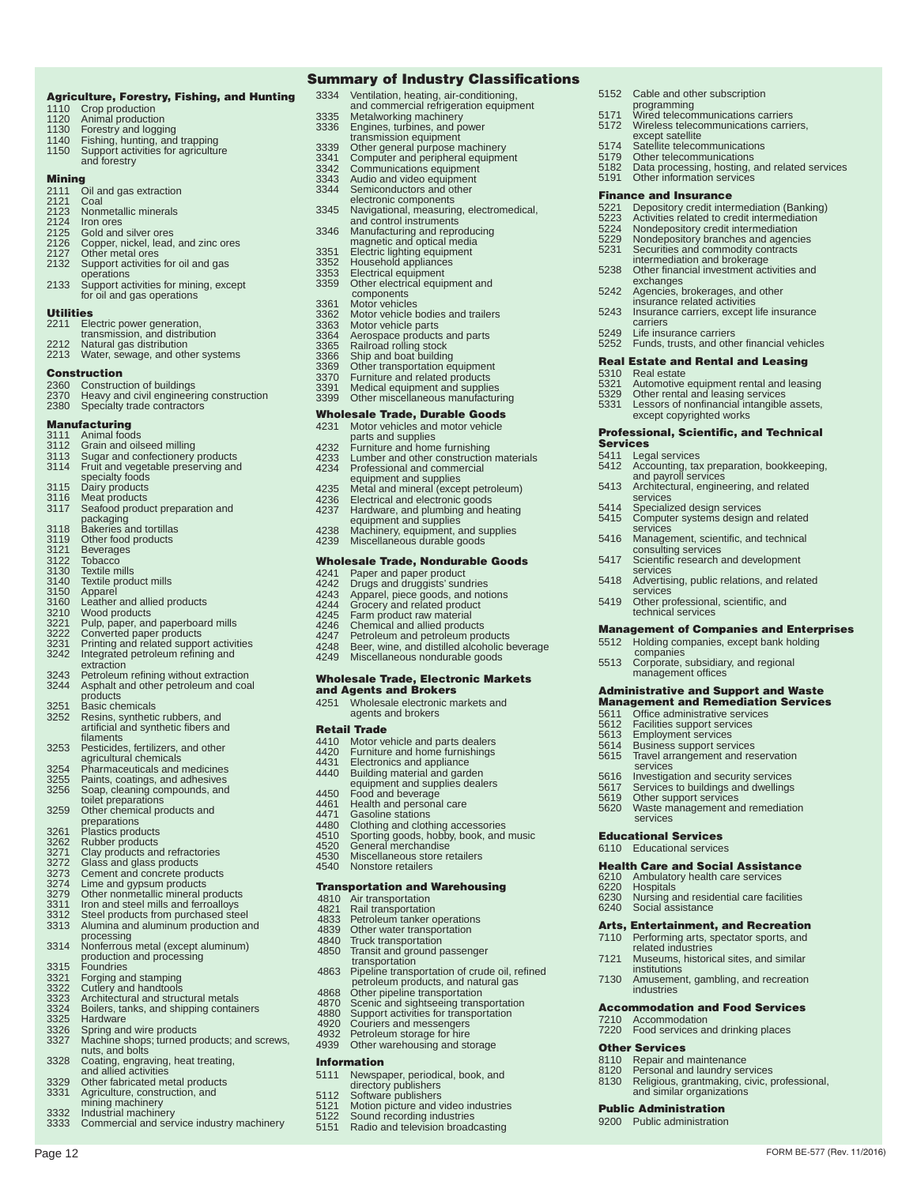# Summary of Industry Classifications

### Agriculture, Forestry, Fishing, and Hunting

- 1110 Crop production
- 1120 Animal production
- 1130 Forestry and logging
- 1140 Fishing, hunting, and trapping
- 1150 Support activities for agriculture and forestry

### Mining

- 2111 Oil and gas extraction
- 2121 Coal
- 2123 Nonmetallic minerals
- 2124 Iron ores
- 2125 Gold and silver ores
- 2126 Copper, nickel, lead, and zinc ores
- 2127 Other metal ores
- 2132 Support activities for oil and gas operations
- 2133 Support activities for mining, except for oil and gas operations

### Utilities

- 2211 Electric power generation, transmission, and distribution
- 2212 Natural gas distribution
- 2213 Water, sewage, and other systems

### Construction

- 2360 Construction of buildings
- 2370 Heavy and civil engineering construction
- 2380 Specialty trade contractors

### Manufacturing

- 3111 Animal foods
- 3112 Grain and oilseed milling
- 3113 Sugar and confectionery products
- 3114 Fruit and vegetable preserving and specialty foods
- 3115 Dairy products
- 3116 Meat products
- 3117 Seafood product preparation and packaging
- 3118 Bakeries and tortillas
- 3119 Other food products
- 3121 Beverages
- 3122 Tobacco
- 3130 Textile mills
- 3140 Textile product mills
- 3150 Apparel
- 3160 Leather and allied products
- 3210 Wood products
- 3221 Pulp, paper, and paperboard mills
- 3222 Converted paper products
- 3231 Printing and related support activities
- 3242 Integrated petroleum refining and extraction
- 3243 Petroleum refining without extraction
- 3244 Asphalt and other petroleum and coal products
- 3251 Basic chemicals
- 3252 Resins, synthetic rubbers, and artificial and synthetic fibers and filaments
- 3253 Pesticides, fertilizers, and other agricultural chemicals
- 3254 Pharmaceuticals and medicines
- 3255 Paints, coatings, and adhesives
- 3256 Soap, cleaning compounds, and toilet preparations
- 3259 Other chemical products and preparations
- 3261 Plastics products
- 3262 Rubber products
- 3271 Clay products and refractories
- 3272 Glass and glass products
- 3273 Cement and concrete products
- 3274 Lime and gypsum products
- 3279 Other nonmetallic mineral products
- 3311 Iron and steel mills and ferroalloys
- 3312 Steel products from purchased steel
- 3313 Alumina and aluminum production and processing
- 3314 Nonferrous metal (except aluminum) production and processing
- 3315 Foundries
- 3321 Forging and stamping
- 3322 Cutlery and handtools
- 3323 Architectural and structural metals
- 3324 Boilers, tanks, and shipping containers
- 3325 Hardware
- 3326 Spring and wire products
- 3327 Machine shops; turned products; and screws, nuts, and bolts
- 3328 Coating, engraving, heat treating, and allied activities
- 3329 Other fabricated metal products
- 3331 Agriculture, construction, and mining machinery
- 3332 Industrial machinery
- 3333 Commercial and service industry machinery
- 3334 Ventilation, heating, air-conditioning, and commercial refrigeration equipment
- 3335 Metalworking machinery
- 3336 Engines, turbines, and power transmission equipment
- 3339 Other general purpose machinery
- 3341 Computer and peripheral equipment
- 3342 Communications equipment
- 3343 Audio and video equipment
- 3344 Semiconductors and other electronic components
- 3345 Navigational, measuring, electromedical, and control instruments
- 3346 Manufacturing and reproducing magnetic and optical media
- 3351 Electric lighting equipment
- 3352 Household appliances
- 3353 Electrical equipment
- 3359 Other electrical equipment and components
- 3361 Motor vehicles
- 3362 Motor vehicle bodies and trailers
- 3363 Motor vehicle parts
- 3364 Aerospace products and parts
- 3365 Railroad rolling stock
- 3366 Ship and boat building
- 3369 Other transportation equipment
- 3370 Furniture and related products
- 3391 Medical equipment and supplies
- 3399 Other miscellaneous manufacturing

### Wholesale Trade, Durable Goods

- 4231 Motor vehicles and motor vehicle parts and supplies
- 4232 Furniture and home furnishing
- 4233 Lumber and other construction materials
- 4234 Professional and commercial equipment and supplies
- 4235 Metal and mineral (except petroleum)
- 4236 Electrical and electronic goods
- 4237 Hardware, and plumbing and heating equipment and supplies
- 4238 Machinery, equipment, and supplies
- 4239 Miscellaneous durable goods

### Wholesale Trade, Nondurable Goods

- 4241 Paper and paper product
- 4242 Drugs and druggists' sundries
- 4243 Apparel, piece goods, and notions
- 4244 Grocery and related product
- 4245 Farm product raw material
- 4246 Chemical and allied products
- 4247 Petroleum and petroleum products
- 4248 Beer, wine, and distilled alcoholic beverage
- 4249 Miscellaneous nondurable goods

### Wholesale Trade, Electronic Markets and Agents and Brokers

- 4251 Wholesale electronic markets and agents and brokers

### Retail Trade

- 4410 Motor vehicle and parts dealers
- 4420 Furniture and home furnishings
- 4431 Electronics and appliance
- 4440 Building material and garden equipment and supplies dealers
- 4450 Food and beverage
- 4461 Health and personal care
- 4471 Gasoline stations
- 4480 Clothing and clothing accessories
- 4510 Sporting goods, hobby, book, and music
- 4520 General merchandise
- 4530 Miscellaneous store retailers
- 4540 Nonstore retailers

### Transportation and Warehousing

- 4810 Air transportation
- 4821 Rail transportation
- 4833 Petroleum tanker operations
- 4839 Other water transportation
- 4840 Truck transportation
- 4850 Transit and ground passenger transportation
- 4863 Pipeline transportation of crude oil, refined petroleum products, and natural gas
- 4868 Other pipeline transportation
- 4870 Scenic and sightseeing transportation
- 4880 Support activities for transportation
- 4920 Couriers and messengers
- 4932 Petroleum storage for hire
- 4939 Other warehousing and storage

### Information

- 5111 Newspaper, periodical, book, and directory publishers
- 5112 Software publishers
- 5121 Motion picture and video industries
- 5122 Sound recording industries
- 5151 Radio and television broadcasting
- 5152 Cable and other subscription programming
- 5171 Wired telecommunications carriers
- 5172 Wireless telecommunications carriers, except satellite
- 5174 Satellite telecommunications
- 5179 Other telecommunications
- 5182 Data processing, hosting, and related services
- 5191 Other information services

### Finance and Insurance

- 5221 Depository credit intermediation (Banking)
- 5223 Activities related to credit intermediation
- 5224 Nondepository credit intermediation
- 5229 Nondepository branches and agencies
- 5231 Securities and commodity contracts intermediation and brokerage
- 5238 Other financial investment activities and exchanges
- 5242 Agencies, brokerages, and other insurance related activities
- 5243 Insurance carriers, except life insurance carriers
- 5249 Life insurance carriers
- 5252 Funds, trusts, and other financial vehicles

### Real Estate and Rental and Leasing

- 5310 Real estate
- 5321 Automotive equipment rental and leasing
- 5329 Other rental and leasing services
- 5331 Lessors of nonfinancial intangible assets, except copyrighted works

### Professional, Scientific, and Technical Services

- 5411 Legal services
- 5412 Accounting, tax preparation, bookkeeping, and payroll services
- 5413 Architectural, engineering, and related services
- 5414 Specialized design services
- 5415 Computer systems design and related services
- 5416 Management, scientific, and technical consulting services
- 5417 Scientific research and development services
- 5418 Advertising, public relations, and related services
- 5419 Other professional, scientific, and technical services

### Management of Companies and Enterprises

- 5512 Holding companies, except bank holding companies
- 5513 Corporate, subsidiary, and regional management offices

### Administrative and Support and Waste Management and Remediation Services

- 5611 Office administrative services
- 5612 Facilities support services
- 5613 Employment services
- 5614 Business support services
- 5615 Travel arrangement and reservation services
- 5616 Investigation and security services
- 5617 Services to buildings and dwellings
- 5619 Other support services
- 5620 Waste management and remediation services

### Educational Services

- 6110 Educational services

### Health Care and Social Assistance

- 6210 Ambulatory health care services
- 6220 Hospitals
- 6230 Nursing and residential care facilities
- 6240 Social assistance

### Arts, Entertainment, and Recreation

- 7110 Performing arts, spectator sports, and related industries
- 7121 Museums, historical sites, and similar institutions
- 7130 Amusement, gambling, and recreation industries

### Accommodation and Food Services

- 7210 Accommodation
- 7220 Food services and drinking places

### Other Services

- 8110 Repair and maintenance
- 8120 Personal and laundry services
- 8130 Religious, grantmaking, civic, professional, and similar organizations

### Public Administration

- 9200 Public administration

FORM BE-577 (Rev. 11/2016)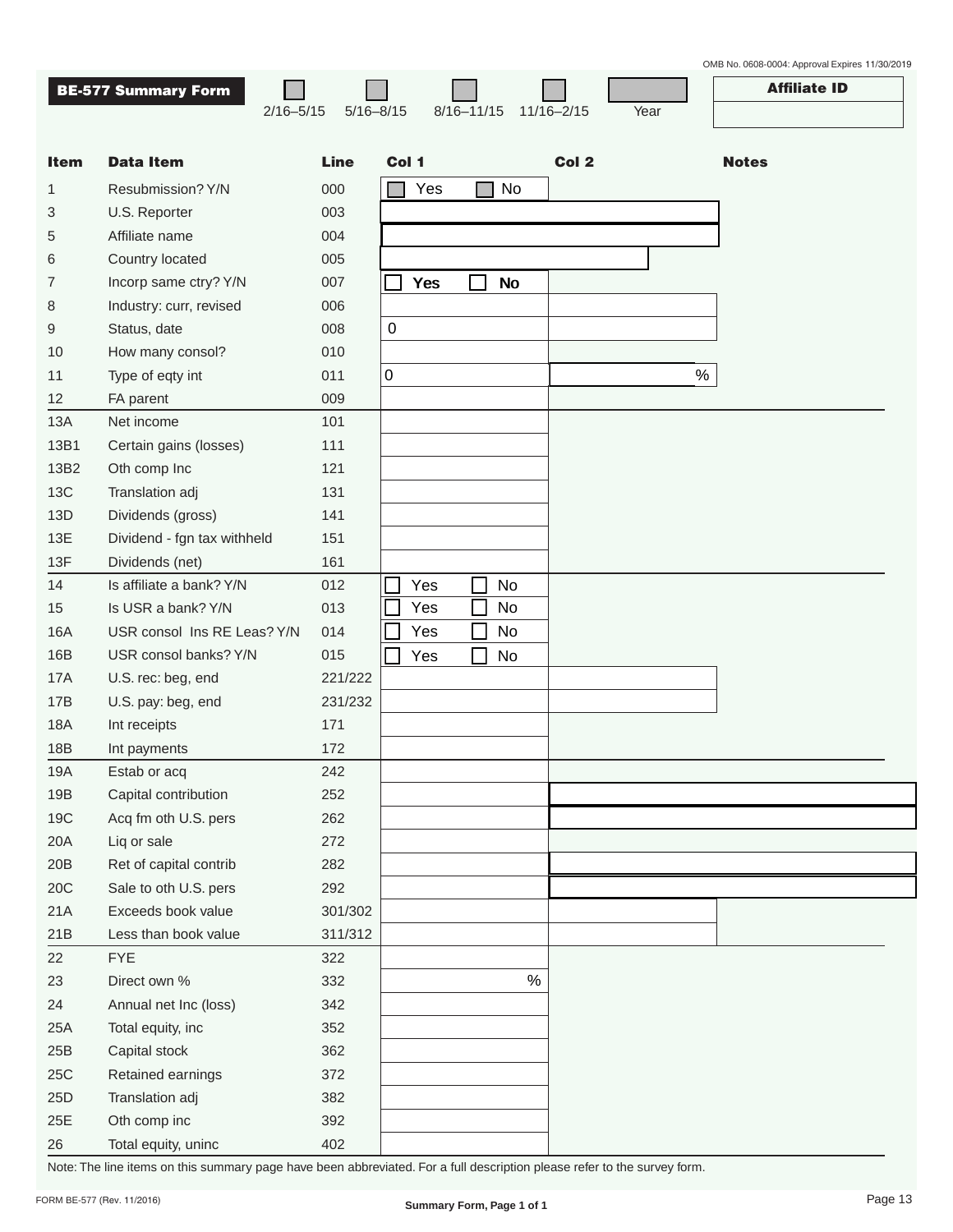OMB No. 0608-0004: Approval Expires 11/30/2019

## BE-577 Summary Form

☐ 2/16–5/15 ☐ 5/16–8/15 ☐ 8/16–11/15 ☐ 11/16–2/15 Year

**Affiliate ID**

| Item | Data Item | Line | Col 1 | Col 2 | Notes |
|---|---|---|---|---|---|
| 1 | Resubmission? Y/N | 000 | ☐ Yes ☐ No | | |
| 3 | U.S. Reporter | 003 | | | |
| 5 | Affiliate name | 004 | | | |
| 6 | Country located | 005 | | | |
| 7 | Incorp same ctry? Y/N | 007 | ☐ **Yes** ☐ **No** | | |
| 8 | Industry: curr, revised | 006 | | | |
| 9 | Status, date | 008 | 0 | | |
| 10 | How many consol? | 010 | | | |
| 11 | Type of eqty int | 011 | 0 | % | |
| 12 | FA parent | 009 | | | |
| 13A | Net income | 101 | | | |
| 13B1 | Certain gains (losses) | 111 | | | |
| 13B2 | Oth comp Inc | 121 | | | |
| 13C | Translation adj | 131 | | | |
| 13D | Dividends (gross) | 141 | | | |
| 13E | Dividend - fgn tax withheld | 151 | | | |
| 13F | Dividends (net) | 161 | | | |
| 14 | Is affiliate a bank? Y/N | 012 | ☐ Yes ☐ No | | |
| 15 | Is USR a bank? Y/N | 013 | ☐ Yes ☐ No | | |
| 16A | USR consol Ins RE Leas? Y/N | 014 | ☐ Yes ☐ No | | |
| 16B | USR consol banks? Y/N | 015 | ☐ Yes ☐ No | | |
| 17A | U.S. rec: beg, end | 221/222 | | | |
| 17B | U.S. pay: beg, end | 231/232 | | | |
| 18A | Int receipts | 171 | | | |
| 18B | Int payments | 172 | | | |
| 19A | Estab or acq | 242 | | | |
| 19B | Capital contribution | 252 | | | |
| 19C | Acq fm oth U.S. pers | 262 | | | |
| 20A | Liq or sale | 272 | | | |
| 20B | Ret of capital contrib | 282 | | | |
| 20C | Sale to oth U.S. pers | 292 | | | |
| 21A | Exceeds book value | 301/302 | | | |
| 21B | Less than book value | 311/312 | | | |
| 22 | FYE | 322 | | | |
| 23 | Direct own % | 332 | % | | |
| 24 | Annual net Inc (loss) | 342 | | | |
| 25A | Total equity, inc | 352 | | | |
| 25B | Capital stock | 362 | | | |
| 25C | Retained earnings | 372 | | | |
| 25D | Translation adj | 382 | | | |
| 25E | Oth comp inc | 392 | | | |
| 26 | Total equity, uninc | 402 | | | |

Note: The line items on this summary page have been abbreviated. For a full description please refer to the survey form.

FORM BE-577 (Rev. 11/2016)

Summary Form, Page 1 of 1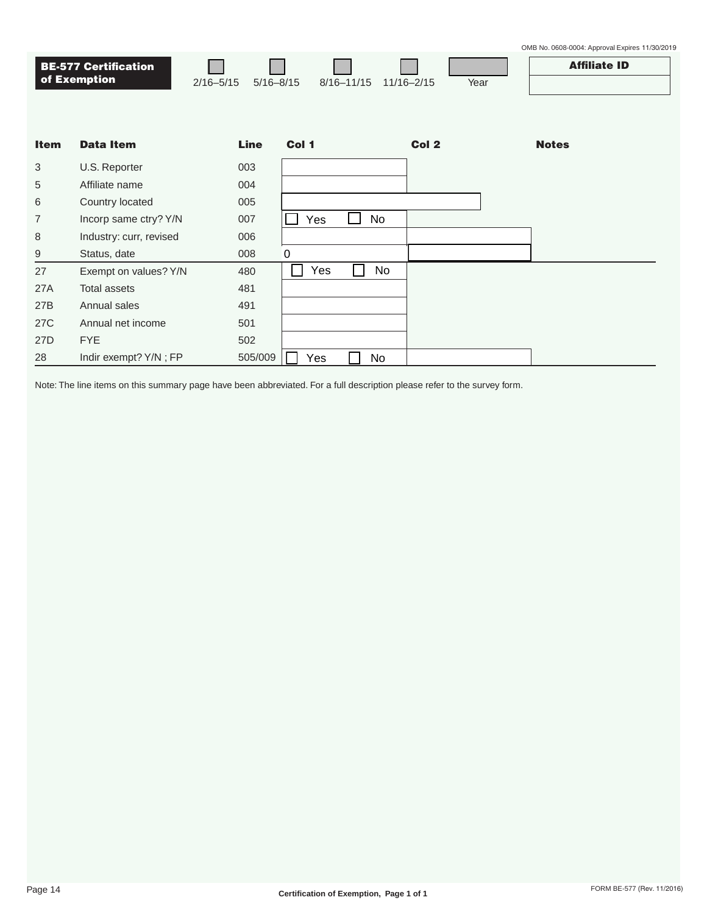OMB No. 0608-0004: Approval Expires 11/30/2019

# BE-577 Certification of Exemption

☐ 2/16–5/15 ☐ 5/16–8/15 ☐ 8/16–11/15 ☐ 11/16–2/15 Year

**Affiliate ID**

| Item | Data Item | Line | Col 1 | Col 2 | Notes |
|---|---|---|---|---|---|
| 3 | U.S. Reporter | 003 | | | |
| 5 | Affiliate name | 004 | | | |
| 6 | Country located | 005 | | | |
| 7 | Incorp same ctry? Y/N | 007 | ☐ Yes ☐ No | | |
| 8 | Industry: curr, revised | 006 | | | |
| 9 | Status, date | 008 | 0 | | |
| 27 | Exempt on values? Y/N | 480 | ☐ Yes ☐ No | | |
| 27A | Total assets | 481 | | | |
| 27B | Annual sales | 491 | | | |
| 27C | Annual net income | 501 | | | |
| 27D | FYE | 502 | | | |
| 28 | Indir exempt? Y/N ; FP | 505/009 | ☐ Yes ☐ No | | |

Note: The line items on this summary page have been abbreviated. For a full description please refer to the survey form.

Certification of Exemption, Page 1 of 1

FORM BE-577 (Rev. 11/2016)